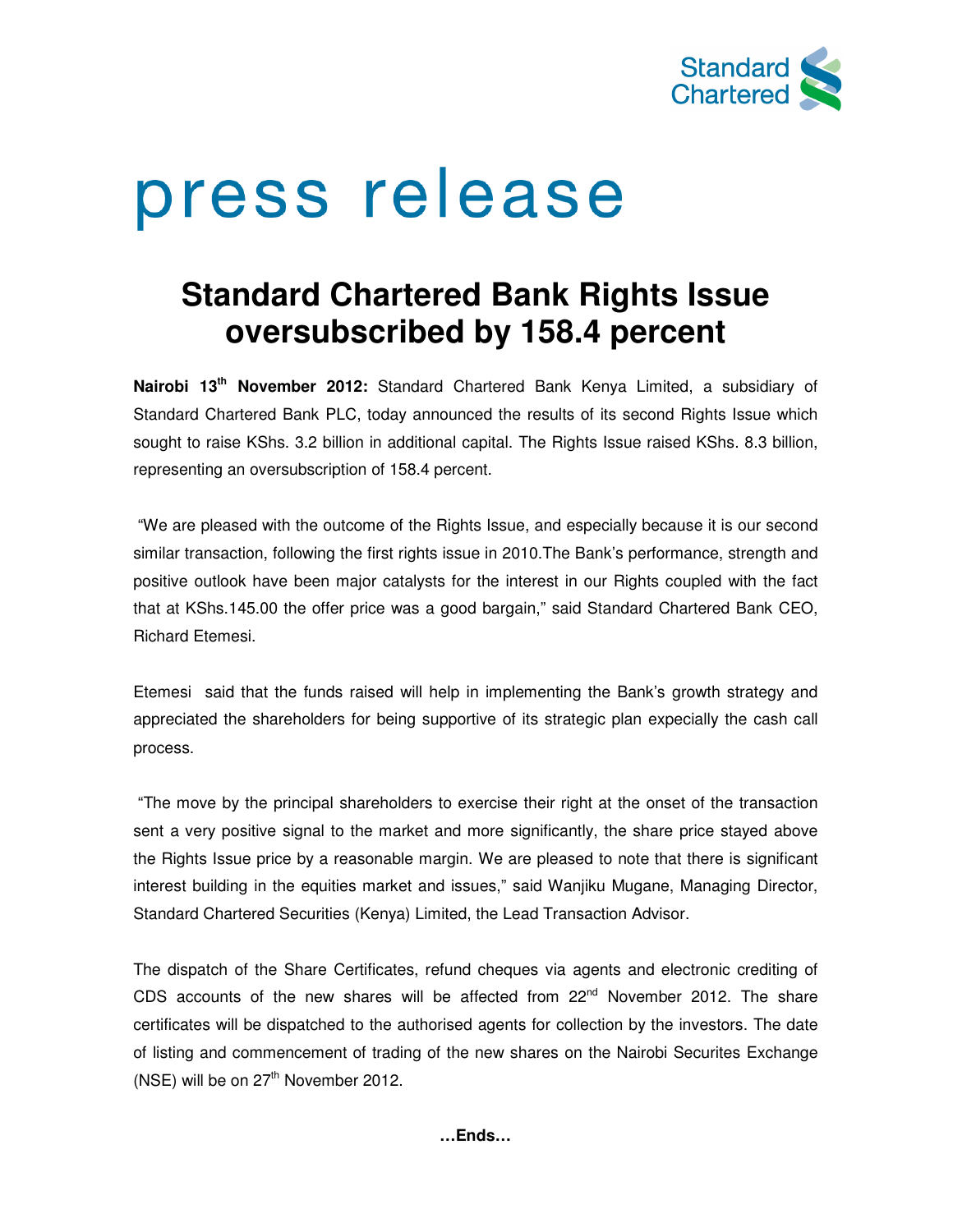# press release

## Standard Chartered Bank Rights Issue oversubscribed by 158.4 percent

**Nairobi 13th November 2012:** Standard Chartered Bank Kenya Limited, a subsidiary of Standard Chartered Bank PLC, today announced the results of its second Rights Issue which sought to raise KShs. 3.2 billion in additional capital. The Rights Issue raised KShs. 8.3 billion, representing an oversubscription of 158.4 percent.

"We are pleased with the outcome of the Rights Issue, and especially because it is our second similar transaction, following the first rights issue in 2010.The Bank's performance, strength and positive outlook have been major catalysts for the interest in our Rights coupled with the fact that at KShs.145.00 the offer price was a good bargain," said Standard Chartered Bank CEO, Richard Etemesi.

Etemesi said that the funds raised will help in implementing the Bank's growth strategy and appreciated the shareholders for being supportive of its strategic plan expecially the cash call process.

"The move by the principal shareholders to exercise their right at the onset of the transaction sent a very positive signal to the market and more significantly, the share price stayed above the Rights Issue price by a reasonable margin. We are pleased to note that there is significant interest building in the equities market and issues," said Wanjiku Mugane, Managing Director, Standard Chartered Securities (Kenya) Limited, the Lead Transaction Advisor.

The dispatch of the Share Certificates, refund cheques via agents and electronic crediting of CDS accounts of the new shares will be affected from 22nd November 2012. The share certificates will be dispatched to the authorised agents for collection by the investors. The date of listing and commencement of trading of the new shares on the Nairobi Securites Exchange (NSE) will be on 27th November 2012.

**…Ends…**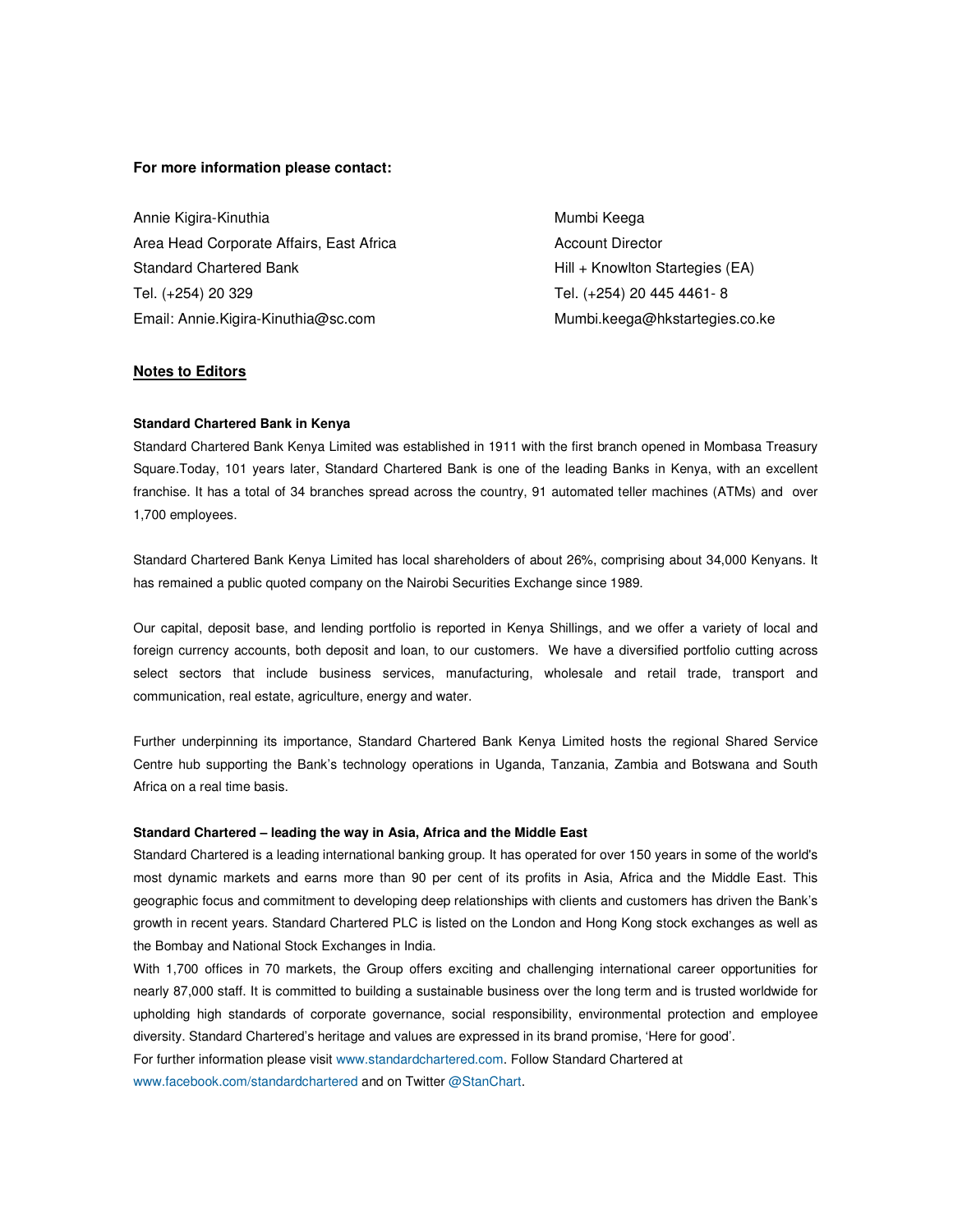**For more information please contact:**

Annie Kigira-Kinuthia
Area Head Corporate Affairs, East Africa
Standard Chartered Bank
Tel. (+254) 20 329
Email: Annie.Kigira-Kinuthia@sc.com

Mumbi Keega
Account Director
Hill + Knowlton Startegies (EA)
Tel. (+254) 20 445 4461- 8
Mumbi.keega@hkstartegies.co.ke

## Notes to Editors

### Standard Chartered Bank in Kenya

Standard Chartered Bank Kenya Limited was established in 1911 with the first branch opened in Mombasa Treasury Square.Today, 101 years later, Standard Chartered Bank is one of the leading Banks in Kenya, with an excellent franchise. It has a total of 34 branches spread across the country, 91 automated teller machines (ATMs) and over 1,700 employees.

Standard Chartered Bank Kenya Limited has local shareholders of about 26%, comprising about 34,000 Kenyans. It has remained a public quoted company on the Nairobi Securities Exchange since 1989.

Our capital, deposit base, and lending portfolio is reported in Kenya Shillings, and we offer a variety of local and foreign currency accounts, both deposit and loan, to our customers. We have a diversified portfolio cutting across select sectors that include business services, manufacturing, wholesale and retail trade, transport and communication, real estate, agriculture, energy and water.

Further underpinning its importance, Standard Chartered Bank Kenya Limited hosts the regional Shared Service Centre hub supporting the Bank's technology operations in Uganda, Tanzania, Zambia and Botswana and South Africa on a real time basis.

### Standard Chartered – leading the way in Asia, Africa and the Middle East

Standard Chartered is a leading international banking group. It has operated for over 150 years in some of the world's most dynamic markets and earns more than 90 per cent of its profits in Asia, Africa and the Middle East. This geographic focus and commitment to developing deep relationships with clients and customers has driven the Bank's growth in recent years. Standard Chartered PLC is listed on the London and Hong Kong stock exchanges as well as the Bombay and National Stock Exchanges in India.

With 1,700 offices in 70 markets, the Group offers exciting and challenging international career opportunities for nearly 87,000 staff. It is committed to building a sustainable business over the long term and is trusted worldwide for upholding high standards of corporate governance, social responsibility, environmental protection and employee diversity. Standard Chartered's heritage and values are expressed in its brand promise, 'Here for good'.

For further information please visit www.standardchartered.com. Follow Standard Chartered at www.facebook.com/standardchartered and on Twitter @StanChart.